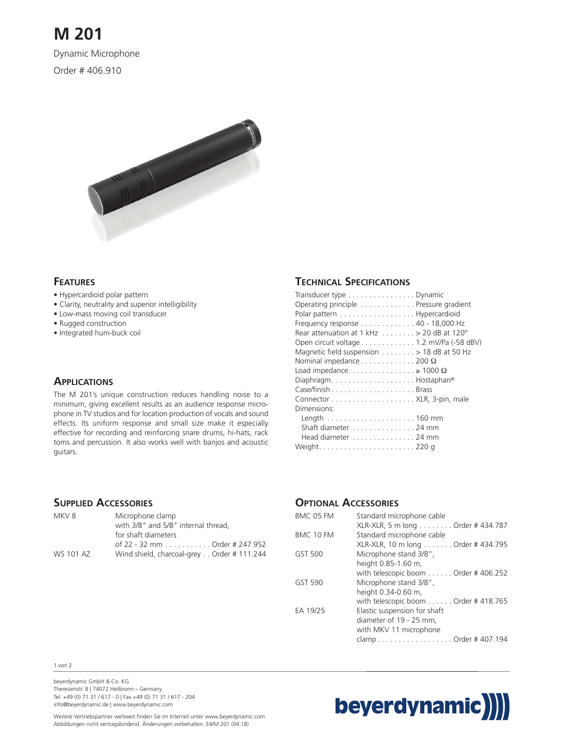# M 201

Dynamic Microphone

Order # 406.910

## Features

- Hypercardioid polar pattern
- Clarity, neutrality and superior intelligibility
- Low-mass moving coil transducer
- Rugged construction
- Integrated hum-buck coil

## Applications

The M 201's unique construction reduces handling noise to a minimum, giving excellent results as an audience response microphone in TV studios and for location production of vocals and sound effects. Its uniform response and small size make it especially effective for recording and reinforcing snare drums, hi-hats, rack toms and percussion. It also works well with banjos and acoustic guitars.

## Technical Specifications

| | |
|---|---|
| Transducer type | Dynamic |
| Operating principle | Pressure gradient |
| Polar pattern | Hypercardioid |
| Frequency response | 40 - 18,000 Hz |
| Rear attenuation at 1 kHz | > 20 dB at 120° |
| Open circuit voltage | 1.2 mV/Pa (-58 dBV) |
| Magnetic field suspension | > 18 dB at 50 Hz |
| Nominal impedance | 200 Ω |
| Load impedance | ≥ 1000 Ω |
| Diaphragm | Hostaphan® |
| Case/finish | Brass |
| Connector | XLR, 3-pin, male |
| Dimensions: | |
| Length | 160 mm |
| Shaft diameter | 24 mm |
| Head diameter | 24 mm |
| Weight | 220 g |

## Supplied Accessories

| | | |
|---|---|---|
| MKV 8 | Microphone clamp with 3/8" and 5/8" internal thread, for shaft diameters of 22 - 32 mm | Order # 247.952 |
| WS 101 AZ | Wind shield, charcoal-grey | Order # 111.244 |

## Optional Accessories

| | | |
|---|---|---|
| BMC 05 FM | Standard microphone cable XLR-XLR, 5 m long | Order # 434.787 |
| BMC 10 FM | Standard microphone cable XLR-XLR, 10 m long | Order # 434.795 |
| GST 500 | Microphone stand 3/8", height 0.85-1.60 m, with telescopic boom | Order # 406.252 |
| GST 590 | Microphone stand 3/8", height 0.34-0.60 m, with telescopic boom | Order # 418.765 |
| EA 19/25 | Elastic suspension for shaft diameter of 19 - 25 mm, with MKV 11 microphone clamp | Order # 407.194 |

beyerdynamic GmbH & Co. KG
Theresienstr. 8 | 74072 Heilbronn – Germany
Tel. +49 (0) 71 31 / 617 - 0 | Fax +49 (0) 71 31 / 617 - 204
info@beyerdynamic.de | www.beyerdynamic.com

Weitere Vertriebspartner weltweit finden Sie im Internet unter www.beyerdynamic.com
Abbildungen nicht vertragsbindend. Änderungen vorbehalten. E4/M 201 (04.18)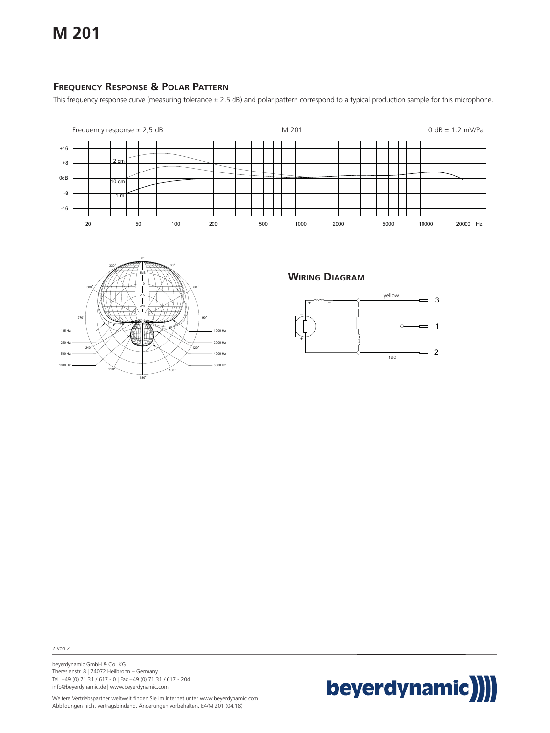# M 201

## Frequency Response & Polar Pattern

This frequency response curve (measuring tolerance ± 2.5 dB) and polar pattern correspond to a typical production sample for this microphone.

Frequency response ± 2,5 dB

M 201

0 dB = 1.2 mV/Pa

+16
+8
0dB
-8
-16

2 cm
10 cm
1 m

20 50 100 200 500 1000 2000 5000 10000 20000 Hz

0°
30°
60°
90°
120°
150°
180°
210°
240°
270°
300°
330°

-5dB
-10
-15
-20

125 Hz
250 Hz
500 Hz
1000 Hz

1000 Hz
2000 Hz
4000 Hz
8000 Hz

## Wiring Diagram

yellow
red
3
1
2

beyerdynamic GmbH & Co. KG
Theresienstr. 8 | 74072 Heilbronn – Germany
Tel. +49 (0) 71 31 / 617 - 0 | Fax +49 (0) 71 31 / 617 - 204
info@beyerdynamic.de | www.beyerdynamic.com

Weitere Vertriebspartner weltweit finden Sie im Internet unter www.beyerdynamic.com
Abbildungen nicht vertragsbindend. Änderungen vorbehalten. E4/M 201 (04.18)

beyerdynamic